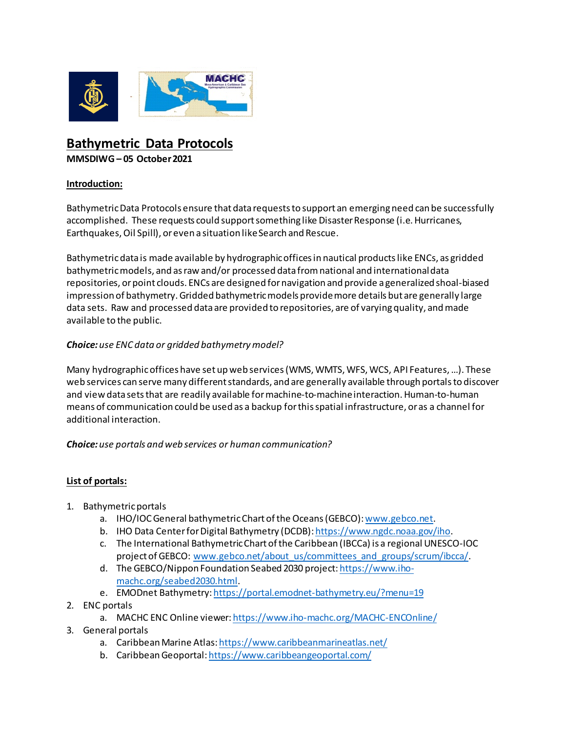# Bathymetric Data Protocols

**MMSDIWG – 05 October 2021**

## Introduction:

Bathymetric Data Protocols ensure that data requests to support an emerging need can be successfully accomplished. These requests could support something like Disaster Response (i.e. Hurricanes, Earthquakes, Oil Spill), or even a situation like Search and Rescue.

Bathymetric data is made available by hydrographic offices in nautical products like ENCs, as gridded bathymetric models, and as raw and/or processed data from national and international data repositories, or point clouds. ENCs are designed for navigation and provide a generalized shoal-biased impression of bathymetry. Gridded bathymetric models provide more details but are generally large data sets. Raw and processed data are provided to repositories, are of varying quality, and made available to the public.

***Choice:*** *use ENC data or gridded bathymetry model?*

Many hydrographic offices have set up web services (WMS, WMTS, WFS, WCS, API Features, ...). These web services can serve many different standards, and are generally available through portals to discover and view data sets that are readily available for machine-to-machine interaction. Human-to-human means of communication could be used as a backup for this spatial infrastructure, or as a channel for additional interaction.

***Choice:*** *use portals and web services or human communication?*

## List of portals:

1. Bathymetric portals
   a. IHO/IOC General bathymetric Chart of the Oceans (GEBCO): www.gebco.net.
   b. IHO Data Center for Digital Bathymetry (DCDB): https://www.ngdc.noaa.gov/iho.
   c. The International Bathymetric Chart of the Caribbean (IBCCa) is a regional UNESCO-IOC project of GEBCO: www.gebco.net/about_us/committees_and_groups/scrum/ibcca/.
   d. The GEBCO/Nippon Foundation Seabed 2030 project: https://www.iho-machc.org/seabed2030.html.
   e. EMODnet Bathymetry: https://portal.emodnet-bathymetry.eu/?menu=19
2. ENC portals
   a. MACHC ENC Online viewer: https://www.iho-machc.org/MACHC-ENCOnline/
3. General portals
   a. Caribbean Marine Atlas: https://www.caribbeanmarineatlas.net/
   b. Caribbean Geoportal: https://www.caribbeangeoportal.com/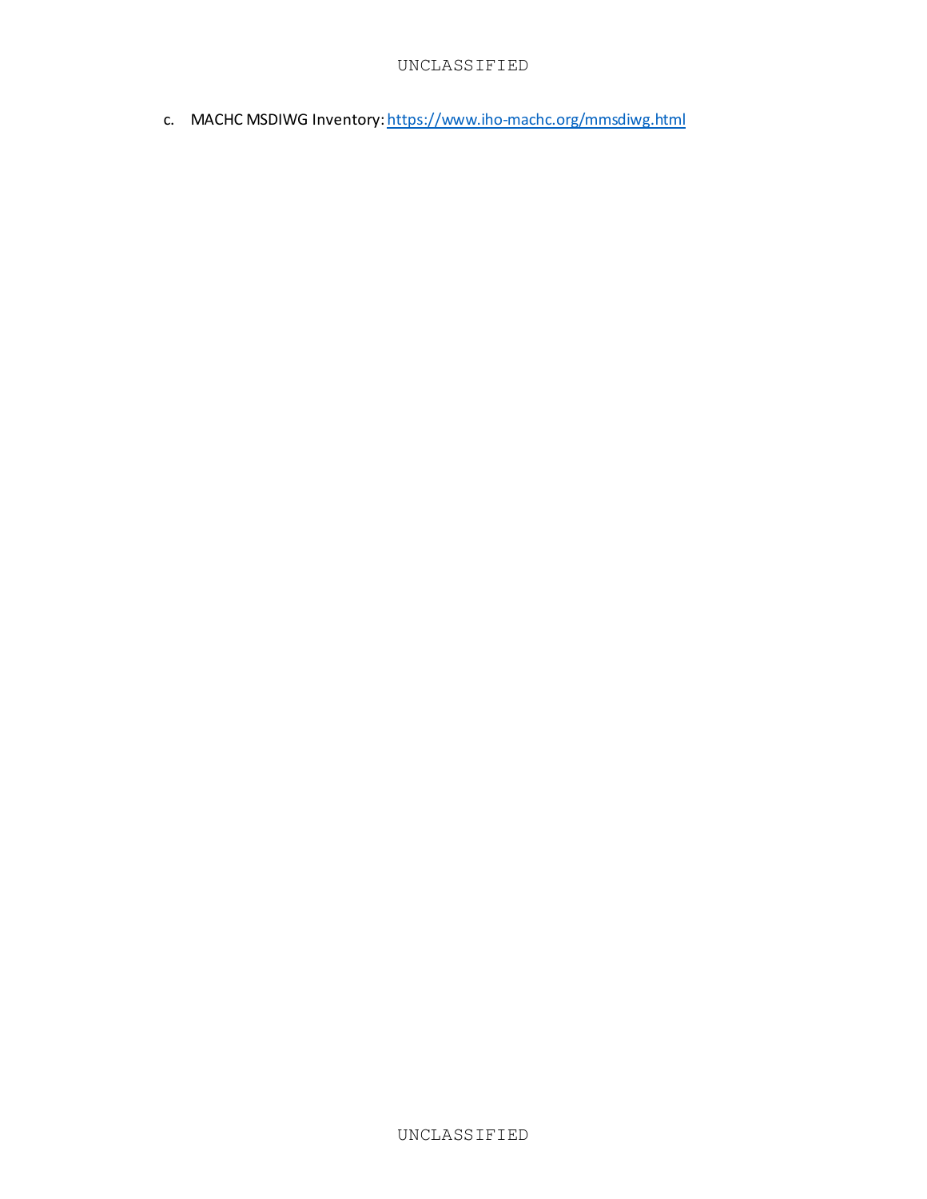c. MACHC MSDIWG Inventory: https://www.iho-machc.org/mmsdiwg.html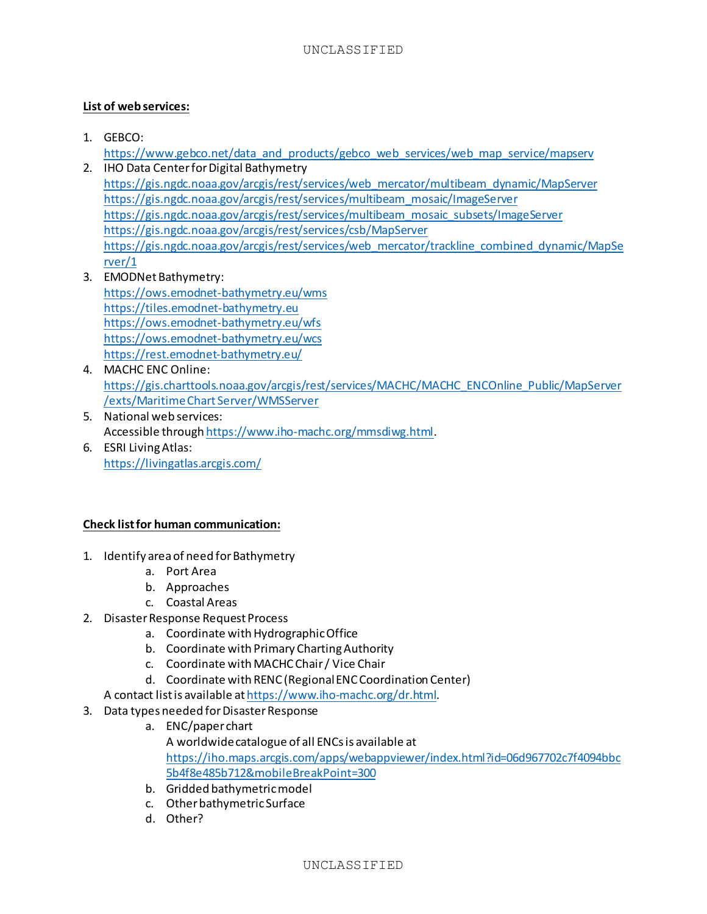**List of web services:**

1. GEBCO:
   https://www.gebco.net/data_and_products/gebco_web_services/web_map_service/mapserv
2. IHO Data Center for Digital Bathymetry
   https://gis.ngdc.noaa.gov/arcgis/rest/services/web_mercator/multibeam_dynamic/MapServer
   https://gis.ngdc.noaa.gov/arcgis/rest/services/multibeam_mosaic/ImageServer
   https://gis.ngdc.noaa.gov/arcgis/rest/services/multibeam_mosaic_subsets/ImageServer
   https://gis.ngdc.noaa.gov/arcgis/rest/services/csb/MapServer
   https://gis.ngdc.noaa.gov/arcgis/rest/services/web_mercator/trackline_combined_dynamic/MapServer/1
3. EMODNet Bathymetry:
   https://ows.emodnet-bathymetry.eu/wms
   https://tiles.emodnet-bathymetry.eu
   https://ows.emodnet-bathymetry.eu/wfs
   https://ows.emodnet-bathymetry.eu/wcs
   https://rest.emodnet-bathymetry.eu/
4. MACHC ENC Online:
   https://gis.charttools.noaa.gov/arcgis/rest/services/MACHC/MACHC_ENCOnline_Public/MapServer/exts/MaritimeChartServer/WMSServer
5. National web services:
   Accessible through https://www.iho-machc.org/mmsdiwg.html.
6. ESRI Living Atlas:
   https://livingatlas.arcgis.com/

**Check list for human communication:**

1. Identify area of need for Bathymetry
   a. Port Area
   b. Approaches
   c. Coastal Areas
2. Disaster Response Request Process
   a. Coordinate with Hydrographic Office
   b. Coordinate with Primary Charting Authority
   c. Coordinate with MACHC Chair / Vice Chair
   d. Coordinate with RENC (Regional ENC Coordination Center)

   A contact list is available at https://www.iho-machc.org/dr.html.
3. Data types needed for Disaster Response
   a. ENC/paper chart
      A worldwide catalogue of all ENCs is available at
      https://iho.maps.arcgis.com/apps/webappviewer/index.html?id=06d967702c7f4094bbc5b4f8e485b712&mobileBreakPoint=300
   b. Gridded bathymetric model
   c. Other bathymetric Surface
   d. Other?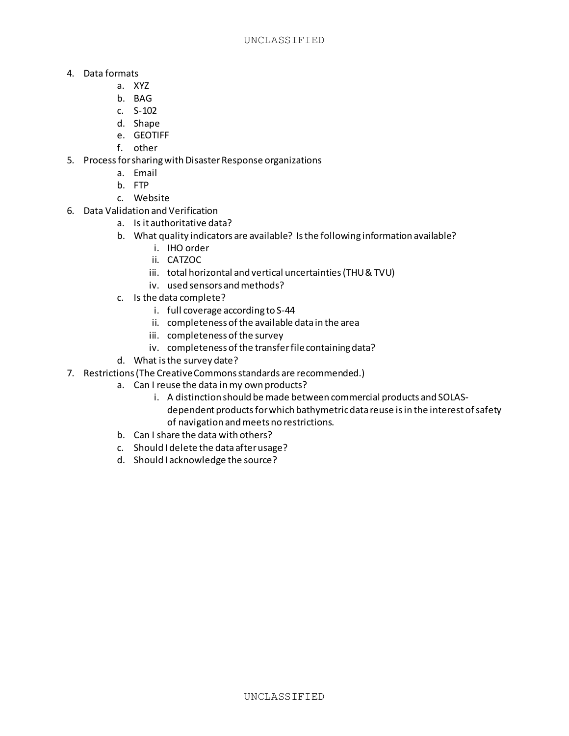4. Data formats
    a. XYZ
    b. BAG
    c. S-102
    d. Shape
    e. GEOTIFF
    f. other
5. Process for sharing with Disaster Response organizations
    a. Email
    b. FTP
    c. Website
6. Data Validation and Verification
    a. Is it authoritative data?
    b. What quality indicators are available? Is the following information available?
        i. IHO order
        ii. CATZOC
        iii. total horizontal and vertical uncertainties (THU & TVU)
        iv. used sensors and methods?
    c. Is the data complete?
        i. full coverage according to S-44
        ii. completeness of the available data in the area
        iii. completeness of the survey
        iv. completeness of the transfer file containing data?
    d. What is the survey date?
7. Restrictions (The Creative Commons standards are recommended.)
    a. Can I reuse the data in my own products?
        i. A distinction should be made between commercial products and SOLAS-dependent products for which bathymetric data reuse is in the interest of safety of navigation and meets no restrictions.
    b. Can I share the data with others?
    c. Should I delete the data after usage?
    d. Should I acknowledge the source?